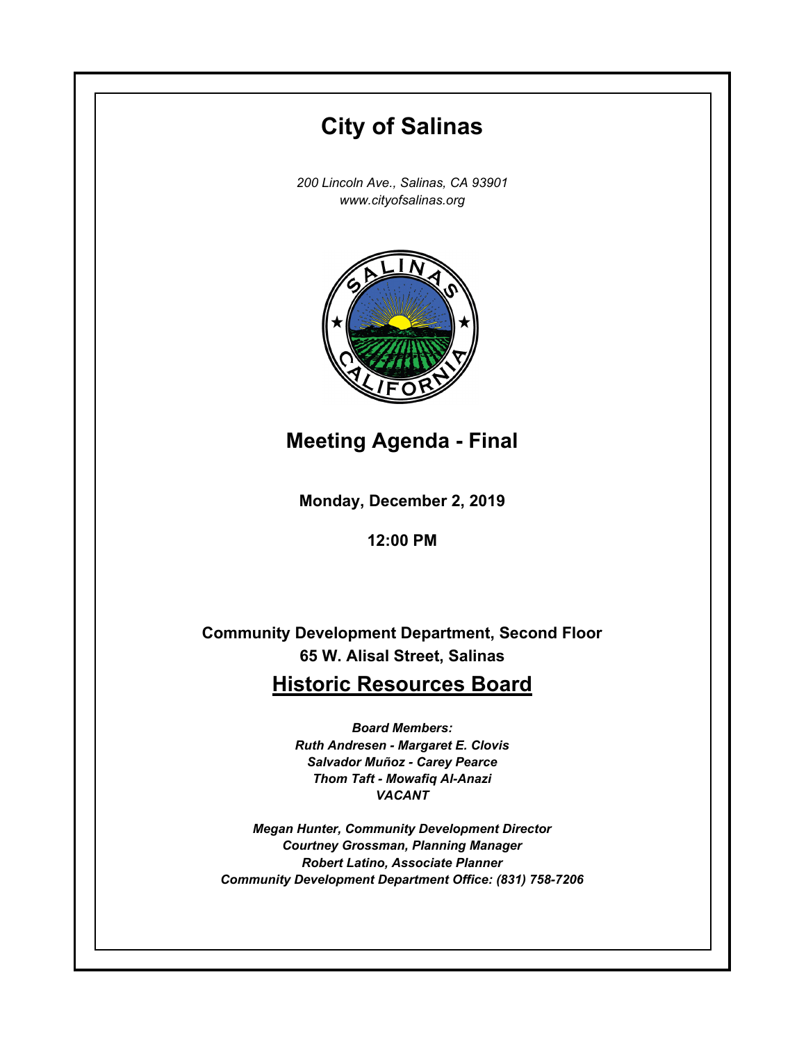# City of Salinas

*200 Lincoln Ave., Salinas, CA 93901*
*www.cityofsalinas.org*

## Meeting Agenda - Final

**Monday, December 2, 2019**

**12:00 PM**

**Community Development Department, Second Floor**
**65 W. Alisal Street, Salinas**

## Historic Resources Board

***Board Members:***
***Ruth Andresen - Margaret E. Clovis***
***Salvador Muñoz - Carey Pearce***
***Thom Taft - Mowafiq Al-Anazi***
***VACANT***

***Megan Hunter, Community Development Director***
***Courtney Grossman, Planning Manager***
***Robert Latino, Associate Planner***
***Community Development Department Office: (831) 758-7206***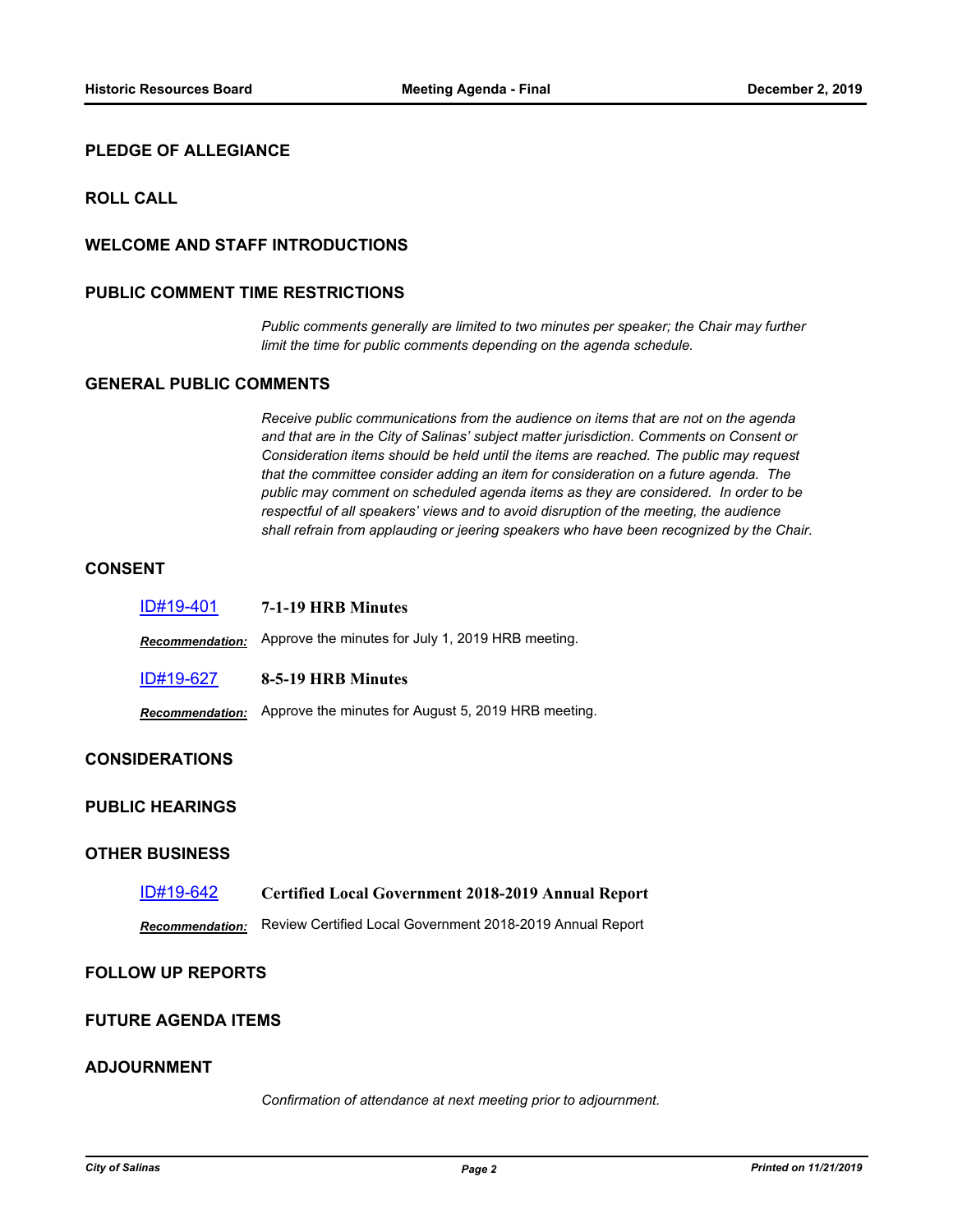## PLEDGE OF ALLEGIANCE

## ROLL CALL

## WELCOME AND STAFF INTRODUCTIONS

## PUBLIC COMMENT TIME RESTRICTIONS

*Public comments generally are limited to two minutes per speaker; the Chair may further limit the time for public comments depending on the agenda schedule.*

## GENERAL PUBLIC COMMENTS

*Receive public communications from the audience on items that are not on the agenda and that are in the City of Salinas' subject matter jurisdiction. Comments on Consent or Consideration items should be held until the items are reached. The public may request that the committee consider adding an item for consideration on a future agenda. The public may comment on scheduled agenda items as they are considered. In order to be respectful of all speakers' views and to avoid disruption of the meeting, the audience shall refrain from applauding or jeering speakers who have been recognized by the Chair.*

## CONSENT

[ID#19-401](ID#19-401) **7-1-19 HRB Minutes**

***Recommendation:*** Approve the minutes for July 1, 2019 HRB meeting.

[ID#19-627](ID#19-627) **8-5-19 HRB Minutes**

***Recommendation:*** Approve the minutes for August 5, 2019 HRB meeting.

## CONSIDERATIONS

## PUBLIC HEARINGS

## OTHER BUSINESS

[ID#19-642](ID#19-642) **Certified Local Government 2018-2019 Annual Report**

***Recommendation:*** Review Certified Local Government 2018-2019 Annual Report

## FOLLOW UP REPORTS

## FUTURE AGENDA ITEMS

## ADJOURNMENT

*Confirmation of attendance at next meeting prior to adjournment.*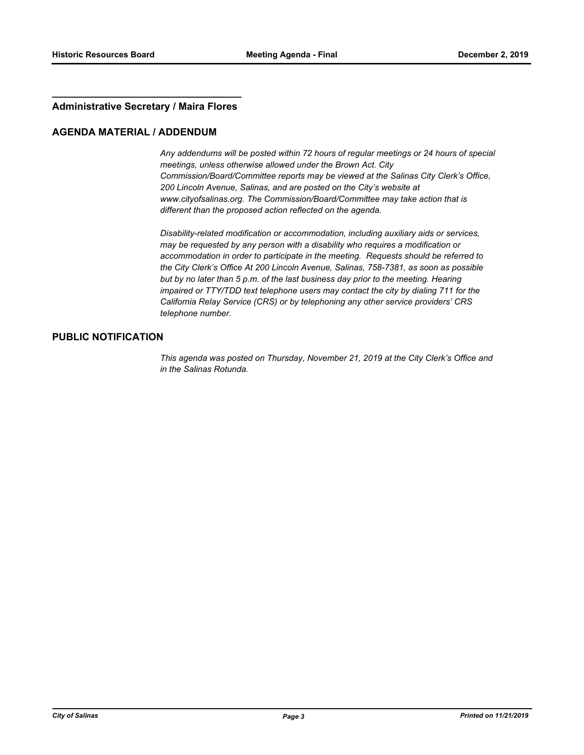_________________________________

**Administrative Secretary / Maira Flores**

## AGENDA MATERIAL / ADDENDUM

*Any addendums will be posted within 72 hours of regular meetings or 24 hours of special meetings, unless otherwise allowed under the Brown Act. City Commission/Board/Committee reports may be viewed at the Salinas City Clerk's Office, 200 Lincoln Avenue, Salinas, and are posted on the City's website at www.cityofsalinas.org. The Commission/Board/Committee may take action that is different than the proposed action reflected on the agenda.*

*Disability-related modification or accommodation, including auxiliary aids or services, may be requested by any person with a disability who requires a modification or accommodation in order to participate in the meeting. Requests should be referred to the City Clerk's Office At 200 Lincoln Avenue, Salinas, 758-7381, as soon as possible but by no later than 5 p.m. of the last business day prior to the meeting. Hearing impaired or TTY/TDD text telephone users may contact the city by dialing 711 for the California Relay Service (CRS) or by telephoning any other service providers' CRS telephone number.*

## PUBLIC NOTIFICATION

*This agenda was posted on Thursday, November 21, 2019 at the City Clerk's Office and in the Salinas Rotunda.*